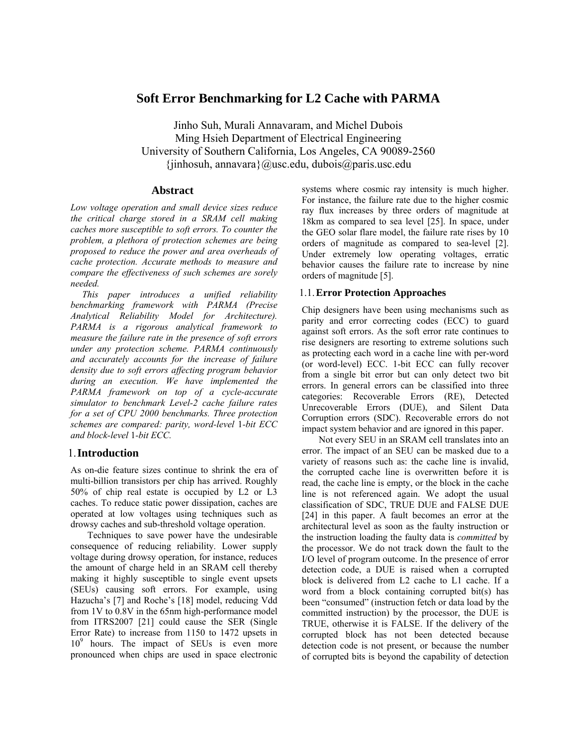# Soft Error Benchmarking for L2 Cache with PARMA

Jinho Suh, Murali Annavaram, and Michel Dubois
Ming Hsieh Department of Electrical Engineering
University of Southern California, Los Angeles, CA 90089-2560
{jinhosuh, annavara}@usc.edu, dubois@paris.usc.edu

## Abstract

*Low voltage operation and small device sizes reduce the critical charge stored in a SRAM cell making caches more susceptible to soft errors. To counter the problem, a plethora of protection schemes are being proposed to reduce the power and area overheads of cache protection. Accurate methods to measure and compare the effectiveness of such schemes are sorely needed.*

*This paper introduces a unified reliability benchmarking framework with PARMA (Precise Analytical Reliability Model for Architecture). PARMA is a rigorous analytical framework to measure the failure rate in the presence of soft errors under any protection scheme. PARMA continuously and accurately accounts for the increase of failure density due to soft errors affecting program behavior during an execution. We have implemented the PARMA framework on top of a cycle-accurate simulator to benchmark Level-2 cache failure rates for a set of CPU 2000 benchmarks. Three protection schemes are compared: parity, word-level 1-bit ECC and block-level 1-bit ECC.*

## 1. Introduction

As on-die feature sizes continue to shrink the era of multi-billion transistors per chip has arrived. Roughly 50% of chip real estate is occupied by L2 or L3 caches. To reduce static power dissipation, caches are operated at low voltages using techniques such as drowsy caches and sub-threshold voltage operation.

Techniques to save power have the undesirable consequence of reducing reliability. Lower supply voltage during drowsy operation, for instance, reduces the amount of charge held in an SRAM cell thereby making it highly susceptible to single event upsets (SEUs) causing soft errors. For example, using Hazucha's [7] and Roche's [18] model, reducing Vdd from 1V to 0.8V in the 65nm high-performance model from ITRS2007 [21] could cause the SER (Single Error Rate) to increase from 1150 to 1472 upsets in $10^9$ hours. The impact of SEUs is even more pronounced when chips are used in space electronic systems where cosmic ray intensity is much higher. For instance, the failure rate due to the higher cosmic ray flux increases by three orders of magnitude at 18km as compared to sea level [25]. In space, under the GEO solar flare model, the failure rate rises by 10 orders of magnitude as compared to sea-level [2]. Under extremely low operating voltages, erratic behavior causes the failure rate to increase by nine orders of magnitude [5].

### 1.1. Error Protection Approaches

Chip designers have been using mechanisms such as parity and error correcting codes (ECC) to guard against soft errors. As the soft error rate continues to rise designers are resorting to extreme solutions such as protecting each word in a cache line with per-word (or word-level) ECC. 1-bit ECC can fully recover from a single bit error but can only detect two bit errors. In general errors can be classified into three categories: Recoverable Errors (RE), Detected Unrecoverable Errors (DUE), and Silent Data Corruption errors (SDC). Recoverable errors do not impact system behavior and are ignored in this paper.

Not every SEU in an SRAM cell translates into an error. The impact of an SEU can be masked due to a variety of reasons such as: the cache line is invalid, the corrupted cache line is overwritten before it is read, the cache line is empty, or the block in the cache line is not referenced again. We adopt the usual classification of SDC, TRUE DUE and FALSE DUE [24] in this paper. A fault becomes an error at the architectural level as soon as the faulty instruction or the instruction loading the faulty data is *committed* by the processor. We do not track down the fault to the I/O level of program outcome. In the presence of error detection code, a DUE is raised when a corrupted block is delivered from L2 cache to L1 cache. If a word from a block containing corrupted bit(s) has been "consumed" (instruction fetch or data load by the committed instruction) by the processor, the DUE is TRUE, otherwise it is FALSE. If the delivery of the corrupted block has not been detected because detection code is not present, or because the number of corrupted bits is beyond the capability of detection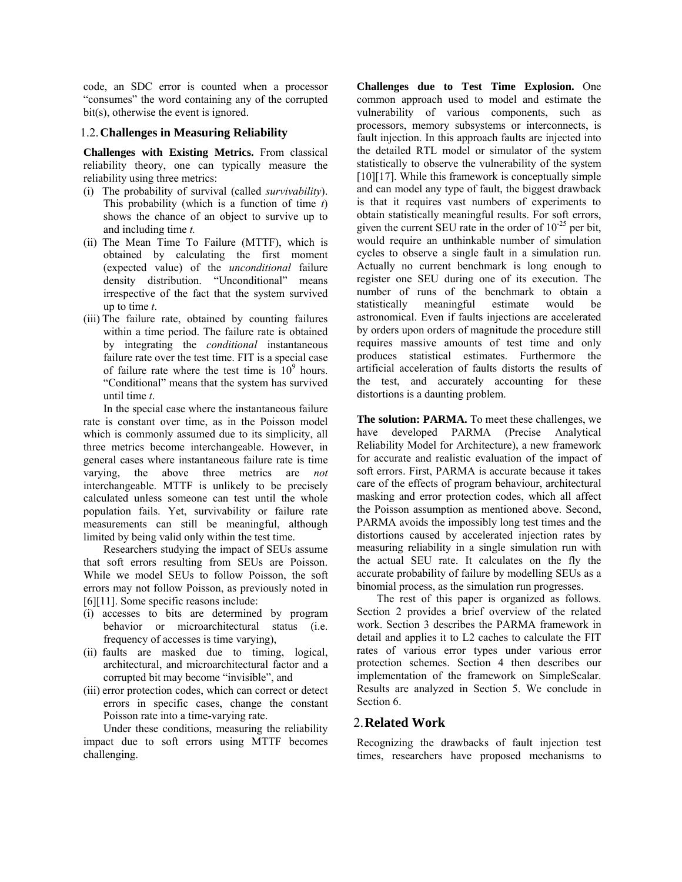code, an SDC error is counted when a processor "consumes" the word containing any of the corrupted bit(s), otherwise the event is ignored.

### 1.2. Challenges in Measuring Reliability

**Challenges with Existing Metrics.** From classical reliability theory, one can typically measure the reliability using three metrics:

(i) The probability of survival (called *survivability*). This probability (which is a function of time *t*) shows the chance of an object to survive up to and including time *t.*

(ii) The Mean Time To Failure (MTTF), which is obtained by calculating the first moment (expected value) of the *unconditional* failure density distribution. "Unconditional" means irrespective of the fact that the system survived up to time *t*.

(iii) The failure rate, obtained by counting failures within a time period. The failure rate is obtained by integrating the *conditional* instantaneous failure rate over the test time. FIT is a special case of failure rate where the test time is $10^9$ hours. "Conditional" means that the system has survived until time *t*.

In the special case where the instantaneous failure rate is constant over time, as in the Poisson model which is commonly assumed due to its simplicity, all three metrics become interchangeable. However, in general cases where instantaneous failure rate is time varying, the above three metrics are *not* interchangeable. MTTF is unlikely to be precisely calculated unless someone can test until the whole population fails. Yet, survivability or failure rate measurements can still be meaningful, although limited by being valid only within the test time.

Researchers studying the impact of SEUs assume that soft errors resulting from SEUs are Poisson. While we model SEUs to follow Poisson, the soft errors may not follow Poisson, as previously noted in [6][11]. Some specific reasons include:

(i) accesses to bits are determined by program behavior or microarchitectural status (i.e. frequency of accesses is time varying),

(ii) faults are masked due to timing, logical, architectural, and microarchitectural factor and a corrupted bit may become "invisible", and

(iii) error protection codes, which can correct or detect errors in specific cases, change the constant Poisson rate into a time-varying rate.

Under these conditions, measuring the reliability impact due to soft errors using MTTF becomes challenging.

**Challenges due to Test Time Explosion.** One common approach used to model and estimate the vulnerability of various components, such as processors, memory subsystems or interconnects, is fault injection. In this approach faults are injected into the detailed RTL model or simulator of the system statistically to observe the vulnerability of the system [10][17]. While this framework is conceptually simple and can model any type of fault, the biggest drawback is that it requires vast numbers of experiments to obtain statistically meaningful results. For soft errors, given the current SEU rate in the order of $10^{-25}$ per bit, would require an unthinkable number of simulation cycles to observe a single fault in a simulation run. Actually no current benchmark is long enough to register one SEU during one of its execution. The number of runs of the benchmark to obtain a statistically meaningful estimate would be astronomical. Even if faults injections are accelerated by orders upon orders of magnitude the procedure still requires massive amounts of test time and only produces statistical estimates. Furthermore the artificial acceleration of faults distorts the results of the test, and accurately accounting for these distortions is a daunting problem.

**The solution: PARMA.** To meet these challenges, we have developed PARMA (Precise Analytical Reliability Model for Architecture), a new framework for accurate and realistic evaluation of the impact of soft errors. First, PARMA is accurate because it takes care of the effects of program behaviour, architectural masking and error protection codes, which all affect the Poisson assumption as mentioned above. Second, PARMA avoids the impossibly long test times and the distortions caused by accelerated injection rates by measuring reliability in a single simulation run with the actual SEU rate. It calculates on the fly the accurate probability of failure by modelling SEUs as a binomial process, as the simulation run progresses.

The rest of this paper is organized as follows. Section 2 provides a brief overview of the related work. Section 3 describes the PARMA framework in detail and applies it to L2 caches to calculate the FIT rates of various error types under various error protection schemes. Section 4 then describes our implementation of the framework on SimpleScalar. Results are analyzed in Section 5. We conclude in Section 6.

## 2. Related Work

Recognizing the drawbacks of fault injection test times, researchers have proposed mechanisms to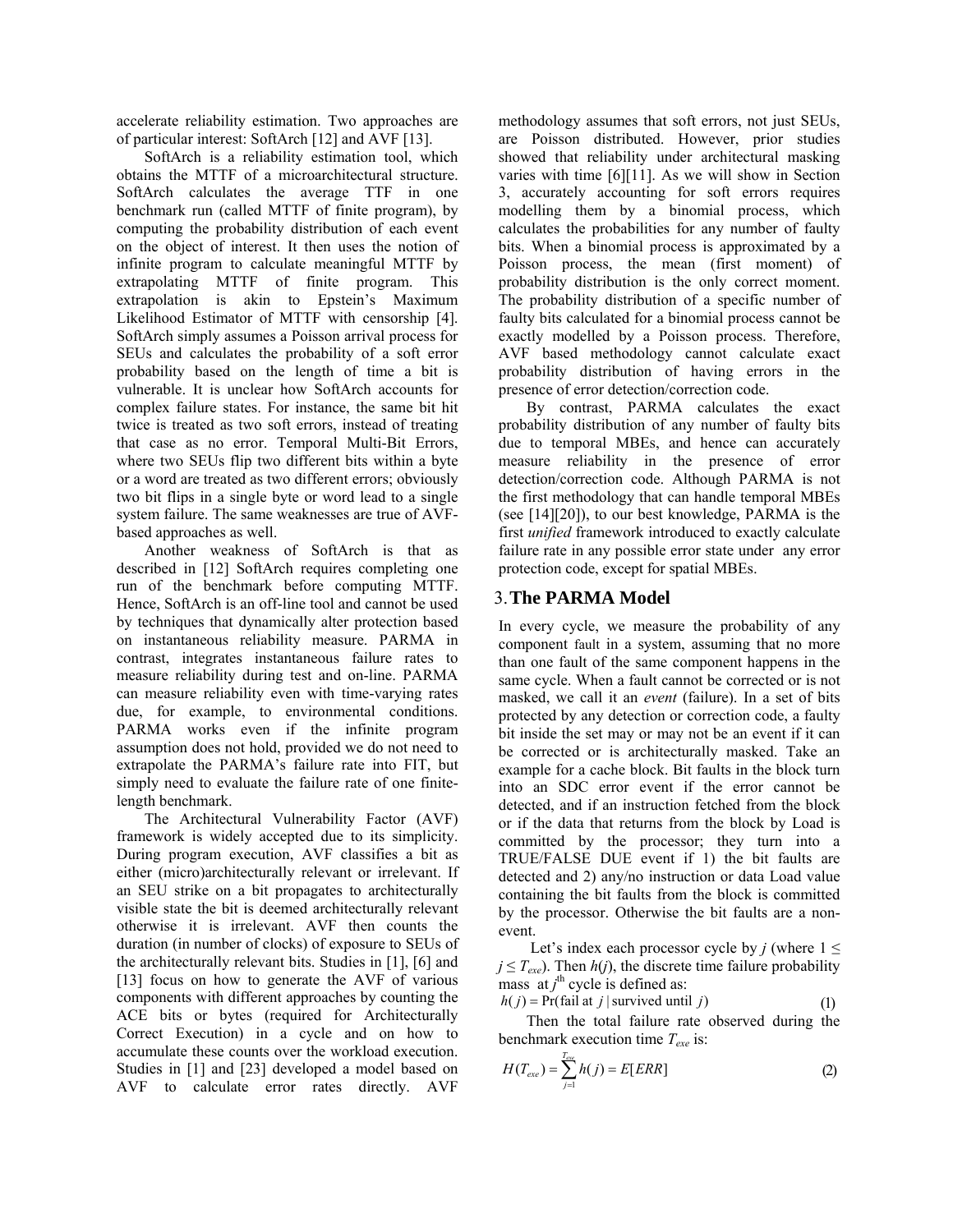accelerate reliability estimation. Two approaches are of particular interest: SoftArch [12] and AVF [13].

SoftArch is a reliability estimation tool, which obtains the MTTF of a microarchitectural structure. SoftArch calculates the average TTF in one benchmark run (called MTTF of finite program), by computing the probability distribution of each event on the object of interest. It then uses the notion of infinite program to calculate meaningful MTTF by extrapolating MTTF of finite program. This extrapolation is akin to Epstein's Maximum Likelihood Estimator of MTTF with censorship [4]. SoftArch simply assumes a Poisson arrival process for SEUs and calculates the probability of a soft error probability based on the length of time a bit is vulnerable. It is unclear how SoftArch accounts for complex failure states. For instance, the same bit hit twice is treated as two soft errors, instead of treating that case as no error. Temporal Multi-Bit Errors, where two SEUs flip two different bits within a byte or a word are treated as two different errors; obviously two bit flips in a single byte or word lead to a single system failure. The same weaknesses are true of AVF-based approaches as well.

Another weakness of SoftArch is that as described in [12] SoftArch requires completing one run of the benchmark before computing MTTF. Hence, SoftArch is an off-line tool and cannot be used by techniques that dynamically alter protection based on instantaneous reliability measure. PARMA in contrast, integrates instantaneous failure rates to measure reliability during test and on-line. PARMA can measure reliability even with time-varying rates due, for example, to environmental conditions. PARMA works even if the infinite program assumption does not hold, provided we do not need to extrapolate the PARMA's failure rate into FIT, but simply need to evaluate the failure rate of one finite-length benchmark.

The Architectural Vulnerability Factor (AVF) framework is widely accepted due to its simplicity. During program execution, AVF classifies a bit as either (micro)architecturally relevant or irrelevant. If an SEU strike on a bit propagates to architecturally visible state the bit is deemed architecturally relevant otherwise it is irrelevant. AVF then counts the duration (in number of clocks) of exposure to SEUs of the architecturally relevant bits. Studies in [1], [6] and [13] focus on how to generate the AVF of various components with different approaches by counting the ACE bits or bytes (required for Architecturally Correct Execution) in a cycle and on how to accumulate these counts over the workload execution. Studies in [1] and [23] developed a model based on AVF to calculate error rates directly. AVF methodology assumes that soft errors, not just SEUs, are Poisson distributed. However, prior studies showed that reliability under architectural masking varies with time [6][11]. As we will show in Section 3, accurately accounting for soft errors requires modelling them by a binomial process, which calculates the probabilities for any number of faulty bits. When a binomial process is approximated by a Poisson process, the mean (first moment) of probability distribution is the only correct moment. The probability distribution of a specific number of faulty bits calculated for a binomial process cannot be exactly modelled by a Poisson process. Therefore, AVF based methodology cannot calculate exact probability distribution of having errors in the presence of error detection/correction code.

By contrast, PARMA calculates the exact probability distribution of any number of faulty bits due to temporal MBEs, and hence can accurately measure reliability in the presence of error detection/correction code. Although PARMA is not the first methodology that can handle temporal MBEs (see [14][20]), to our best knowledge, PARMA is the first *unified* framework introduced to exactly calculate failure rate in any possible error state under any error protection code, except for spatial MBEs.

# 3. The PARMA Model

In every cycle, we measure the probability of any component fault in a system, assuming that no more than one fault of the same component happens in the same cycle. When a fault cannot be corrected or is not masked, we call it an *event* (failure). In a set of bits protected by any detection or correction code, a faulty bit inside the set may or may not be an event if it can be corrected or is architecturally masked. Take an example for a cache block. Bit faults in the block turn into an SDC error event if the error cannot be detected, and if an instruction fetched from the block or if the data that returns from the block by Load is committed by the processor; they turn into a TRUE/FALSE DUE event if 1) the bit faults are detected and 2) any/no instruction or data Load value containing the bit faults from the block is committed by the processor. Otherwise the bit faults are a non-event.

Let's index each processor cycle by $j$ (where $1 \le j \le T_{exe}$). Then $h(j)$, the discrete time failure probability mass at $j^{th}$ cycle is defined as:

$$h(j) = \Pr(\text{fail at } j \mid \text{survived until } j) \tag{1}$$

Then the total failure rate observed during the benchmark execution time $T_{exe}$ is:

$$H(T_{exe}) = \sum_{j=1}^{T_{exe}} h(j) = E[ERR] \tag{2}$$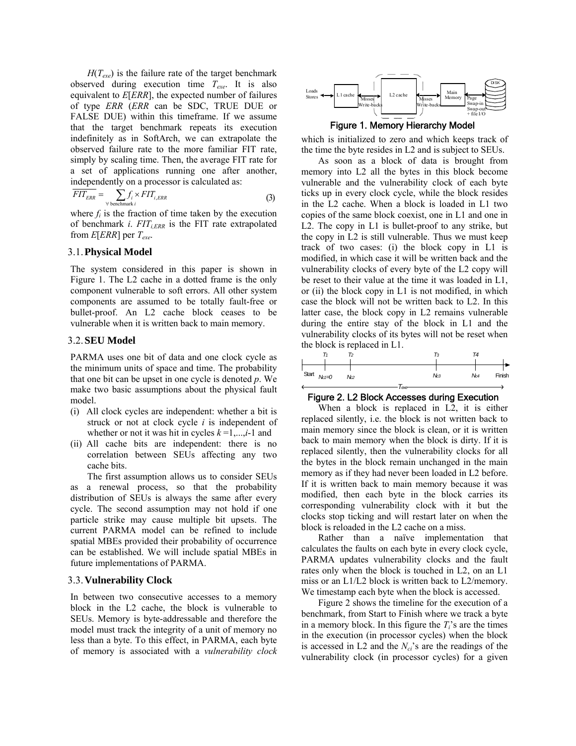$H(T_{exe})$ is the failure rate of the target benchmark observed during execution time $T_{exe}$. It is also equivalent to $E[ERR]$, the expected number of failures of type *ERR* (*ERR* can be SDC, TRUE DUE or FALSE DUE) within this timeframe. If we assume that the target benchmark repeats its execution indefinitely as in SoftArch, we can extrapolate the observed failure rate to the more familiar FIT rate, simply by scaling time. Then, the average FIT rate for a set of applications running one after another, independently on a processor is calculated as:

$$\overline{FIT_{ERR}} = \sum_{\forall \text{ benchmark } i} f_i \times FIT_{i,ERR} \tag{3}$$

where $f_i$ is the fraction of time taken by the execution of benchmark *i*. $FIT_{i,ERR}$ is the FIT rate extrapolated from $E[ERR]$ per $T_{exe}$.

## 3.1. Physical Model

The system considered in this paper is shown in Figure 1. The L2 cache in a dotted frame is the only component vulnerable to soft errors. All other system components are assumed to be totally fault-free or bullet-proof. An L2 cache block ceases to be vulnerable when it is written back to main memory.

## 3.2. SEU Model

PARMA uses one bit of data and one clock cycle as the minimum units of space and time. The probability that one bit can be upset in one cycle is denoted *p*. We make two basic assumptions about the physical fault model.

(i) All clock cycles are independent: whether a bit is struck or not at clock cycle *i* is independent of whether or not it was hit in cycles $k = 1,...,i\text{-}1$ and

(ii) All cache bits are independent: there is no correlation between SEUs affecting any two cache bits.

The first assumption allows us to consider SEUs as a renewal process, so that the probability distribution of SEUs is always the same after every cycle. The second assumption may not hold if one particle strike may cause multiple bit upsets. The current PARMA model can be refined to include spatial MBEs provided their probability of occurrence can be established. We will include spatial MBEs in future implementations of PARMA.

## 3.3. Vulnerability Clock

In between two consecutive accesses to a memory block in the L2 cache, the block is vulnerable to SEUs. Memory is byte-addressable and therefore the model must track the integrity of a unit of memory no less than a byte. To this effect, in PARMA, each byte of memory is associated with a *vulnerability clock* which is initialized to zero and which keeps track of the time the byte resides in L2 and is subject to SEUs.

Figure 1. Memory Hierarchy Model

As soon as a block of data is brought from memory into L2 all the bytes in this block become vulnerable and the vulnerability clock of each byte ticks up in every clock cycle, while the block resides in the L2 cache. When a block is loaded in L1 two copies of the same block coexist, one in L1 and one in L2. The copy in L1 is bullet-proof to any strike, but the copy in L2 is still vulnerable. Thus we must keep track of two cases: (i) the block copy in L1 is modified, in which case it will be written back and the vulnerability clocks of every byte of the L2 copy will be reset to their value at the time it was loaded in L1, or (ii) the block copy in L1 is not modified, in which case the block will not be written back to L2. In this latter case, the block copy in L2 remains vulnerable during the entire stay of the block in L1 and the vulnerability clocks of its bytes will not be reset when the block is replaced in L1.

Figure 2. L2 Block Accesses during Execution

When a block is replaced in L2, it is either replaced silently, i.e. the block is not written back to main memory since the block is clean, or it is written back to main memory when the block is dirty. If it is replaced silently, then the vulnerability clocks for all the bytes in the block remain unchanged in the main memory as if they had never been loaded in L2 before. If it is written back to main memory because it was modified, then each byte in the block carries its corresponding vulnerability clock with it but the clocks stop ticking and will restart later on when the block is reloaded in the L2 cache on a miss.

Rather than a naïve implementation that calculates the faults on each byte in every clock cycle, PARMA updates vulnerability clocks and the fault rates only when the block is touched in L2, on an L1 miss or an L1/L2 block is written back to L2/memory. We timestamp each byte when the block is accessed.

Figure 2 shows the timeline for the execution of a benchmark, from Start to Finish where we track a byte in a memory block. In this figure the $T_i$'s are the times in the execution (in processor cycles) when the block is accessed in L2 and the $N_{ci}$'s are the readings of the vulnerability clock (in processor cycles) for a given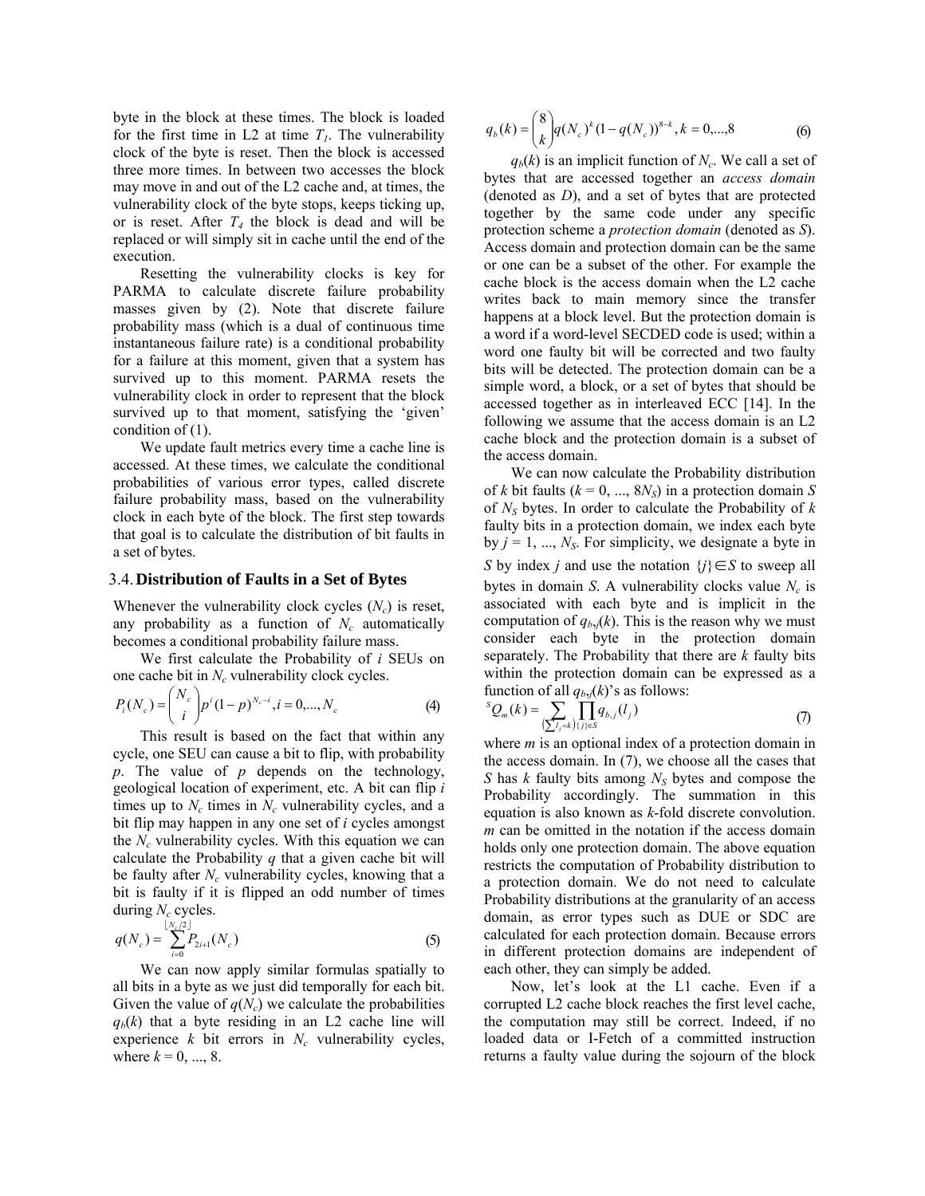byte in the block at these times. The block is loaded for the first time in L2 at time $T_1$. The vulnerability clock of the byte is reset. Then the block is accessed three more times. In between two accesses the block may move in and out of the L2 cache and, at times, the vulnerability clock of the byte stops, keeps ticking up, or is reset. After $T_4$ the block is dead and will be replaced or will simply sit in cache until the end of the execution.

Resetting the vulnerability clocks is key for PARMA to calculate discrete failure probability masses given by (2). Note that discrete failure probability mass (which is a dual of continuous time instantaneous failure rate) is a conditional probability for a failure at this moment, given that a system has survived up to this moment. PARMA resets the vulnerability clock in order to represent that the block survived up to that moment, satisfying the 'given' condition of (1).

We update fault metrics every time a cache line is accessed. At these times, we calculate the conditional probabilities of various error types, called discrete failure probability mass, based on the vulnerability clock in each byte of the block. The first step towards that goal is to calculate the distribution of bit faults in a set of bytes.

## 3.4. Distribution of Faults in a Set of Bytes

Whenever the vulnerability clock cycles ($N_c$) is reset, any probability as a function of $N_c$ automatically becomes a conditional probability failure mass.

We first calculate the Probability of $i$ SEUs on one cache bit in $N_c$ vulnerability clock cycles.

$$P_i(N_c) = \binom{N_c}{i} p^i (1-p)^{N_c - i}, i = 0,...,N_c \tag{4}$$

This result is based on the fact that within any cycle, one SEU can cause a bit to flip, with probability $p$. The value of $p$ depends on the technology, geological location of experiment, etc. A bit can flip $i$ times up to $N_c$ times in $N_c$ vulnerability cycles, and a bit flip may happen in any one set of $i$ cycles amongst the $N_c$ vulnerability cycles. With this equation we can calculate the Probability $q$ that a given cache bit will be faulty after $N_c$ vulnerability cycles, knowing that a bit is faulty if it is flipped an odd number of times during $N_c$ cycles.

$$q(N_c) = \sum_{i=0}^{\lfloor N_c/2 \rfloor} P_{2i+1}(N_c) \tag{5}$$

We can now apply similar formulas spatially to all bits in a byte as we just did temporally for each bit. Given the value of $q(N_c)$ we calculate the probabilities $q_b(k)$ that a byte residing in an L2 cache line will experience $k$ bit errors in $N_c$ vulnerability cycles, where $k = 0, ..., 8$.

$$q_b(k) = \binom{8}{k} q(N_c)^k (1-q(N_c))^{8-k}, k = 0,...,8 \tag{6}$$

$q_b(k)$ is an implicit function of $N_c$. We call a set of bytes that are accessed together an *access domain* (denoted as $D$), and a set of bytes that are protected together by the same code under any specific protection scheme a *protection domain* (denoted as $S$). Access domain and protection domain can be the same or one can be a subset of the other. For example the cache block is the access domain when the L2 cache writes back to main memory since the transfer happens at a block level. But the protection domain is a word if a word-level SECDED code is used; within a word one faulty bit will be corrected and two faulty bits will be detected. The protection domain can be a simple word, a block, or a set of bytes that should be accessed together as in interleaved ECC [14]. In the following we assume that the access domain is an L2 cache block and the protection domain is a subset of the access domain.

We can now calculate the Probability distribution of $k$ bit faults ($k = 0, ..., 8N_S$) in a protection domain $S$ of $N_S$ bytes. In order to calculate the Probability of $k$ faulty bits in a protection domain, we index each byte by $j = 1, ..., N_S$. For simplicity, we designate a byte in $S$ by index $j$ and use the notation $\{j\} \in S$ to sweep all bytes in domain $S$. A vulnerability clocks value $N_c$ is associated with each byte and is implicit in the computation of $q_{b,j}(k)$. This is the reason why we must consider each byte in the protection domain separately. The Probability that there are $k$ faulty bits within the protection domain can be expressed as a function of all $q_{b,j}(k)$'s as follows:

$${}^{S}Q_m(k) = \sum_{\left(\sum l_j = k\right)} \prod_{\{j\} \in S} q_{b,j}(l_j) \tag{7}$$

where $m$ is an optional index of a protection domain in the access domain. In (7), we choose all the cases that $S$ has $k$ faulty bits among $N_S$ bytes and compose the Probability accordingly. The summation in this equation is also known as $k$-fold discrete convolution. $m$ can be omitted in the notation if the access domain holds only one protection domain. The above equation restricts the computation of Probability distribution to a protection domain. We do not need to calculate Probability distributions at the granularity of an access domain, as error types such as DUE or SDC are calculated for each protection domain. Because errors in different protection domains are independent of each other, they can simply be added.

Now, let's look at the L1 cache. Even if a corrupted L2 cache block reaches the first level cache, the computation may still be correct. Indeed, if no loaded data or I-Fetch of a committed instruction returns a faulty value during the sojourn of the block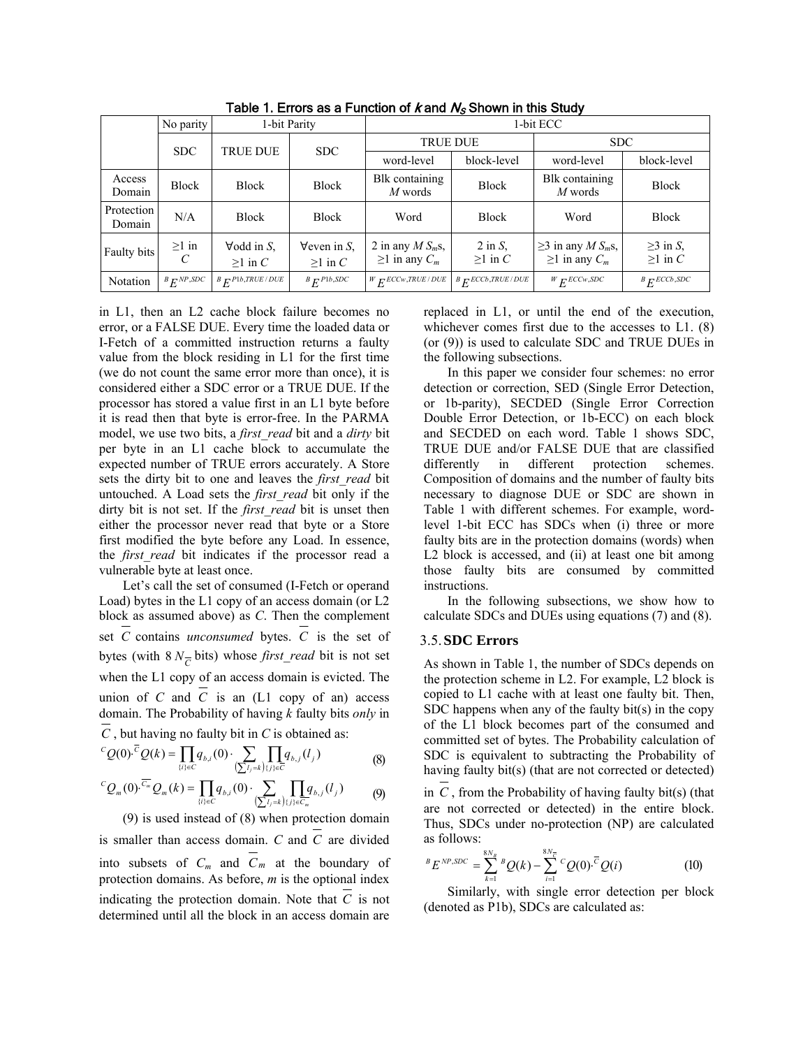Table 1. Errors as a Function of $k$ and $N_S$ Shown in this Study

| | No parity | 1-bit Parity | | 1-bit ECC | | | |
|---|---|---|---|---|---|---|---|
| | SDC | TRUE DUE | SDC | TRUE DUE | | SDC | |
| | | | | word-level | block-level | word-level | block-level |
| Access Domain | Block | Block | Block | Blk containing $M$ words | Block | Blk containing $M$ words | Block |
| Protection Domain | N/A | Block | Block | Word | Block | Word | Block |
| Faulty bits | ≥1 in $C$ | ∀odd in $S$, ≥1 in $C$ | ∀even in $S$, ≥1 in $C$ | 2 in any $M$ $S_m$s, ≥1 in any $C_m$ | 2 in $S$, ≥1 in $C$ | ≥3 in any $M$ $S_m$s, ≥1 in any $C_m$ | ≥3 in $S$, ≥1 in $C$ |
| Notation | ${}^{B}E^{NP,SDC}$ | ${}^{B}E^{P1b,TRUE/DUE}$ | ${}^{B}E^{P1b,SDC}$ | ${}^{W}E^{ECCw,TRUE/DUE}$ | ${}^{B}E^{ECCb,TRUE/DUE}$ | ${}^{W}E^{ECCw,SDC}$ | ${}^{B}E^{ECCb,SDC}$ |

in L1, then an L2 cache block failure becomes no error, or a FALSE DUE. Every time the loaded data or I-Fetch of a committed instruction returns a faulty value from the block residing in L1 for the first time (we do not count the same error more than once), it is considered either a SDC error or a TRUE DUE. If the processor has stored a value first in an L1 byte before it is read then that byte is error-free. In the PARMA model, we use two bits, a *first_read* bit and a *dirty* bit per byte in an L1 cache block to accumulate the expected number of TRUE errors accurately. A Store sets the dirty bit to one and leaves the *first_read* bit untouched. A Load sets the *first_read* bit only if the dirty bit is not set. If the *first_read* bit is unset then either the processor never read that byte or a Store first modified the byte before any Load. In essence, the *first_read* bit indicates if the processor read a vulnerable byte at least once.

Let's call the set of consumed (I-Fetch or operand Load) bytes in the L1 copy of an access domain (or L2 block as assumed above) as $C$. Then the complement set $\overline{C}$ contains *unconsumed* bytes. $\overline{C}$ is the set of bytes (with $8N_{\overline{C}}$ bits) whose *first_read* bit is not set when the L1 copy of an access domain is evicted. The union of $C$ and $\overline{C}$ is an (L1 copy of an) access domain. The Probability of having $k$ faulty bits *only* in $\overline{C}$, but having no faulty bit in $C$ is obtained as:

$$ {}^{C}Q(0)\cdot{}^{\overline{C}}Q(k) = \prod_{\{i\}\in C} q_{b,i}(0)\cdot \sum_{\left(\sum l_j = k\right)} \prod_{\{j\}\in \overline{C}} q_{b,j}(l_j) \quad (8) $$

$$ {}^{C}Q_m(0)\cdot{}^{\overline{C_m}}Q_m(k) = \prod_{\{i\}\in C} q_{b,i}(0)\cdot \sum_{\left(\sum l_j = k\right)} \prod_{\{j\}\in \overline{C_m}} q_{b,j}(l_j) \quad (9) $$

(9) is used instead of (8) when protection domain is smaller than access domain. $C$ and $\overline{C}$ are divided into subsets of $C_m$ and $\overline{C}_m$ at the boundary of protection domains. As before, $m$ is the optional index indicating the protection domain. Note that $\overline{C}$ is not determined until all the block in an access domain are replaced in L1, or until the end of the execution, whichever comes first due to the accesses to L1. (8) (or (9)) is used to calculate SDC and TRUE DUEs in the following subsections.

In this paper we consider four schemes: no error detection or correction, SED (Single Error Detection, or 1b-parity), SECDED (Single Error Correction Double Error Detection, or 1b-ECC) on each block and SECDED on each word. Table 1 shows SDC, TRUE DUE and/or FALSE DUE that are classified differently in different protection schemes. Composition of domains and the number of faulty bits necessary to diagnose DUE or SDC are shown in Table 1 with different schemes. For example, word-level 1-bit ECC has SDCs when (i) three or more faulty bits are in the protection domains (words) when L2 block is accessed, and (ii) at least one bit among those faulty bits are consumed by committed instructions.

In the following subsections, we show how to calculate SDCs and DUEs using equations (7) and (8).

## 3.5. SDC Errors

As shown in Table 1, the number of SDCs depends on the protection scheme in L2. For example, L2 block is copied to L1 cache with at least one faulty bit. Then, SDC happens when any of the faulty bit(s) in the copy of the L1 block becomes part of the consumed and committed set of bytes. The Probability calculation of SDC is equivalent to subtracting the Probability of having faulty bit(s) (that are not corrected or detected) in $\overline{C}$, from the Probability of having faulty bit(s) (that are not corrected or detected) in the entire block. Thus, SDCs under no-protection (NP) are calculated as follows:

$$ {}^{B}E^{NP,SDC} = \sum_{k=1}^{8N_B} {}^{B}Q(k) - \sum_{i=1}^{8N_{\overline{C}}} {}^{C}Q(0)\cdot{}^{\overline{C}}Q(i) \quad (10) $$

Similarly, with single error detection per block (denoted as P1b), SDCs are calculated as: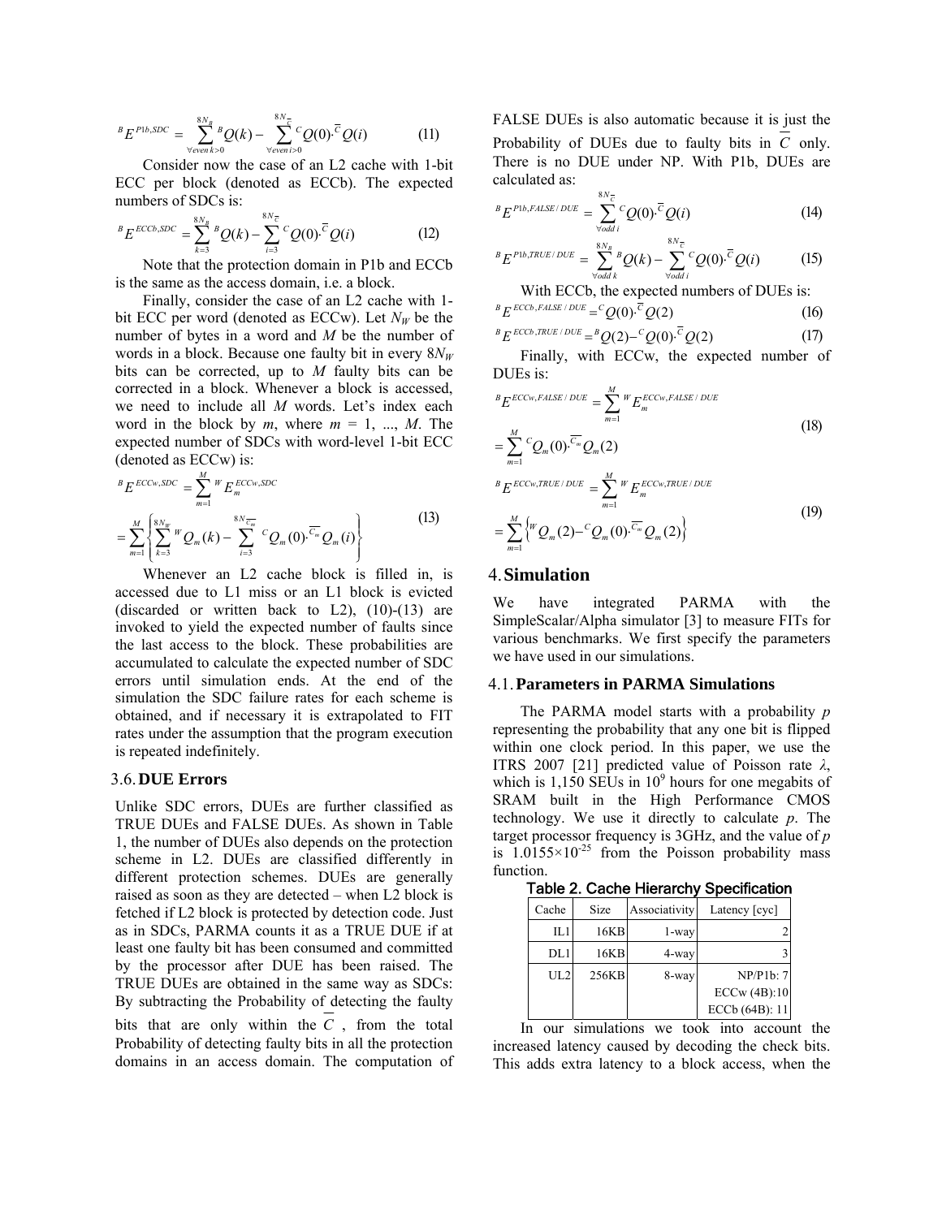$$ {}^{B}E^{P1b,SDC} = \sum_{\forall even\, k>0}^{8N_B} {}^{B}Q(k) - \sum_{\forall even\, i>0}^{8N_{\overline{C}}} {}^{C}Q(0) \cdot {}^{\overline{C}}Q(i) \quad (11) $$

Consider now the case of an L2 cache with 1-bit ECC per block (denoted as ECCb). The expected numbers of SDCs is:

$$ {}^{B}E^{ECCb,SDC} = \sum_{k=3}^{8N_B} {}^{B}Q(k) - \sum_{i=3}^{8N_{\overline{C}}} {}^{C}Q(0) \cdot {}^{\overline{C}}Q(i) \quad (12) $$

Note that the protection domain in P1b and ECCb is the same as the access domain, i.e. a block.

Finally, consider the case of an L2 cache with 1-bit ECC per word (denoted as ECCw). Let $N_W$ be the number of bytes in a word and $M$ be the number of words in a block. Because one faulty bit in every $8N_W$ bits can be corrected, up to $M$ faulty bits can be corrected in a block. Whenever a block is accessed, we need to include all $M$ words. Let's index each word in the block by $m$, where $m$ = 1, ..., $M$. The expected number of SDCs with word-level 1-bit ECC (denoted as ECCw) is:

$$ \begin{aligned} {}^{B}E^{ECCw,SDC} &= \sum_{m=1}^{M} {}^{W}E_m^{ECCw,SDC} \\ &= \sum_{m=1}^{M} \left\{ \sum_{k=3}^{8N_W} {}^{W}Q_m(k) - \sum_{i=3}^{8N_{\overline{C_m}}} {}^{C}Q_m(0) \cdot {}^{\overline{C_m}}Q_m(i) \right\} \end{aligned} \quad (13) $$

Whenever an L2 cache block is filled in, is accessed due to L1 miss or an L1 block is evicted (discarded or written back to L2), (10)-(13) are invoked to yield the expected number of faults since the last access to the block. These probabilities are accumulated to calculate the expected number of SDC errors until simulation ends. At the end of the simulation the SDC failure rates for each scheme is obtained, and if necessary it is extrapolated to FIT rates under the assumption that the program execution is repeated indefinitely.

### 3.6. DUE Errors

Unlike SDC errors, DUEs are further classified as TRUE DUEs and FALSE DUEs. As shown in Table 1, the number of DUEs also depends on the protection scheme in L2. DUEs are classified differently in different protection schemes. DUEs are generally raised as soon as they are detected – when L2 block is fetched if L2 block is protected by detection code. Just as in SDCs, PARMA counts it as a TRUE DUE if at least one faulty bit has been consumed and committed by the processor after DUE has been raised. The TRUE DUEs are obtained in the same way as SDCs: By subtracting the Probability of detecting the faulty bits that are only within the $\overline{C}$, from the total Probability of detecting faulty bits in all the protection domains in an access domain. The computation of FALSE DUEs is also automatic because it is just the Probability of DUEs due to faulty bits in $\overline{C}$ only. There is no DUE under NP. With P1b, DUEs are calculated as:

$$ {}^{B}E^{P1b,FALSE/DUE} = \sum_{\forall odd\, i}^{8N_{\overline{C}}} {}^{C}Q(0) \cdot {}^{\overline{C}}Q(i) \quad (14) $$

$$ {}^{B}E^{P1b,TRUE/DUE} = \sum_{\forall odd\, k}^{8N_B} {}^{B}Q(k) - \sum_{\forall odd\, i}^{8N_{\overline{C}}} {}^{C}Q(0) \cdot {}^{\overline{C}}Q(i) \quad (15) $$

With ECCb, the expected numbers of DUEs is:

$$ {}^{B}E^{ECCb,FALSE/DUE} = {}^{C}Q(0) \cdot {}^{\overline{C}}Q(2) \quad (16) $$

$$ {}^{B}E^{ECCb,TRUE/DUE} = {}^{B}Q(2) - {}^{C}Q(0) \cdot {}^{\overline{C}}Q(2) \quad (17) $$

Finally, with ECCw, the expected number of DUEs is:

$$ \begin{aligned} {}^{B}E^{ECCw,FALSE/DUE} &= \sum_{m=1}^{M} {}^{W}E_m^{ECCw,FALSE/DUE} \\ &= \sum_{m=1}^{M} {}^{C}Q_m(0) \cdot {}^{\overline{C_m}}Q_m(2) \end{aligned} \quad (18) $$

$$ \begin{aligned} {}^{B}E^{ECCw,TRUE/DUE} &= \sum_{m=1}^{M} {}^{W}E_m^{ECCw,TRUE/DUE} \\ &= \sum_{m=1}^{M} \left\{ {}^{W}Q_m(2) - {}^{C}Q_m(0) \cdot {}^{\overline{C_m}}Q_m(2) \right\} \end{aligned} \quad (19) $$

## 4. Simulation

We have integrated PARMA with the SimpleScalar/Alpha simulator [3] to measure FITs for various benchmarks. We first specify the parameters we have used in our simulations.

### 4.1. Parameters in PARMA Simulations

The PARMA model starts with a probability $p$ representing the probability that any one bit is flipped within one clock period. In this paper, we use the ITRS 2007 [21] predicted value of Poisson rate $\lambda$, which is 1,150 SEUs in $10^9$ hours for one megabits of SRAM built in the High Performance CMOS technology. We use it directly to calculate $p$. The target processor frequency is 3GHz, and the value of $p$ is $1.0155 \times 10^{-25}$ from the Poisson probability mass function.

**Table 2. Cache Hierarchy Specification**

| Cache | Size | Associativity | Latency [cyc] |
|---|---|---|---|
| IL1 | 16KB | 1-way | 2 |
| DL1 | 16KB | 4-way | 3 |
| UL2 | 256KB | 8-way | NP/P1b: 7<br>ECCw (4B):10<br>ECCb (64B): 11 |

In our simulations we took into account the increased latency caused by decoding the check bits. This adds extra latency to a block access, when the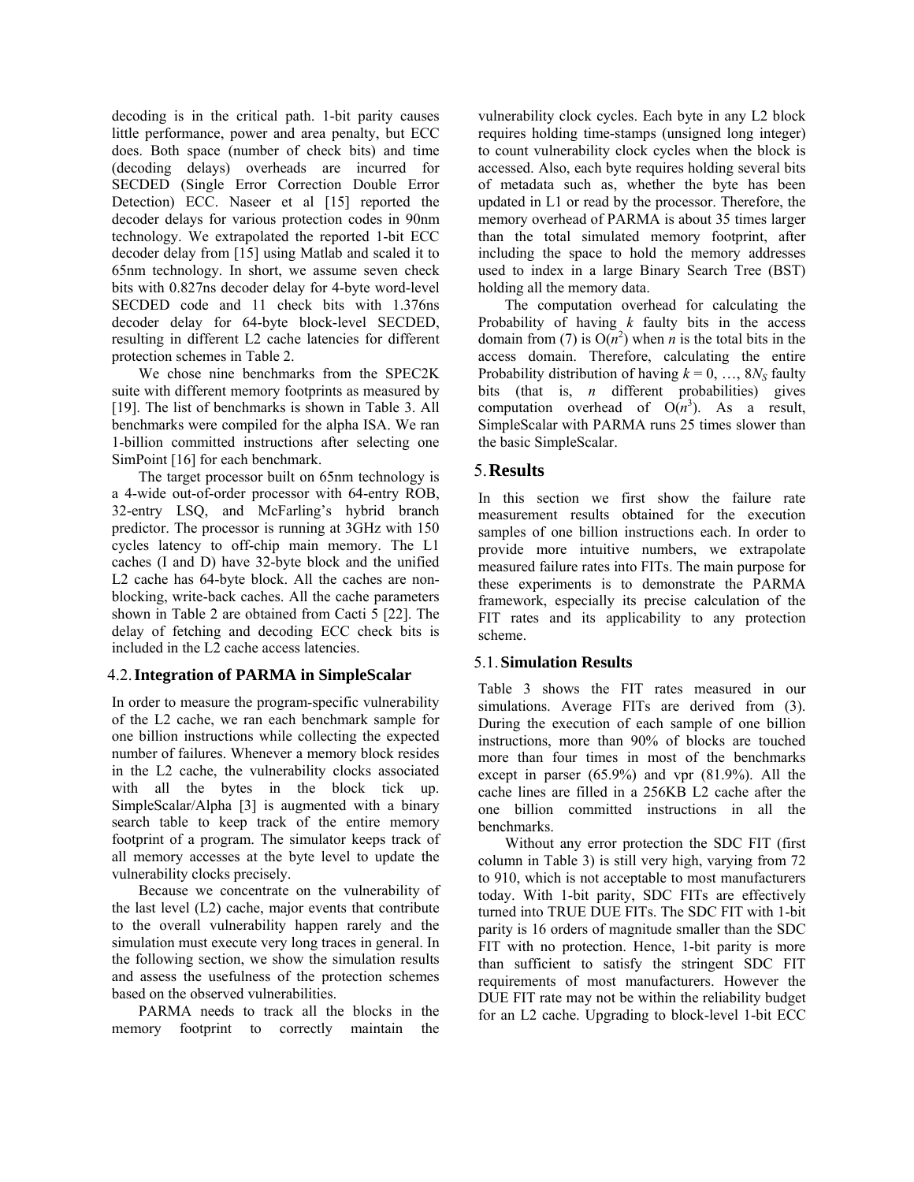decoding is in the critical path. 1-bit parity causes little performance, power and area penalty, but ECC does. Both space (number of check bits) and time (decoding delays) overheads are incurred for SECDED (Single Error Correction Double Error Detection) ECC. Naseer et al [15] reported the decoder delays for various protection codes in 90nm technology. We extrapolated the reported 1-bit ECC decoder delay from [15] using Matlab and scaled it to 65nm technology. In short, we assume seven check bits with 0.827ns decoder delay for 4-byte word-level SECDED code and 11 check bits with 1.376ns decoder delay for 64-byte block-level SECDED, resulting in different L2 cache latencies for different protection schemes in Table 2.

We chose nine benchmarks from the SPEC2K suite with different memory footprints as measured by [19]. The list of benchmarks is shown in Table 3. All benchmarks were compiled for the alpha ISA. We ran 1-billion committed instructions after selecting one SimPoint [16] for each benchmark.

The target processor built on 65nm technology is a 4-wide out-of-order processor with 64-entry ROB, 32-entry LSQ, and McFarling's hybrid branch predictor. The processor is running at 3GHz with 150 cycles latency to off-chip main memory. The L1 caches (I and D) have 32-byte block and the unified L2 cache has 64-byte block. All the caches are non-blocking, write-back caches. All the cache parameters shown in Table 2 are obtained from Cacti 5 [22]. The delay of fetching and decoding ECC check bits is included in the L2 cache access latencies.

### 4.2. Integration of PARMA in SimpleScalar

In order to measure the program-specific vulnerability of the L2 cache, we ran each benchmark sample for one billion instructions while collecting the expected number of failures. Whenever a memory block resides in the L2 cache, the vulnerability clocks associated with all the bytes in the block tick up. SimpleScalar/Alpha [3] is augmented with a binary search table to keep track of the entire memory footprint of a program. The simulator keeps track of all memory accesses at the byte level to update the vulnerability clocks precisely.

Because we concentrate on the vulnerability of the last level (L2) cache, major events that contribute to the overall vulnerability happen rarely and the simulation must execute very long traces in general. In the following section, we show the simulation results and assess the usefulness of the protection schemes based on the observed vulnerabilities.

PARMA needs to track all the blocks in the memory footprint to correctly maintain the vulnerability clock cycles. Each byte in any L2 block requires holding time-stamps (unsigned long integer) to count vulnerability clock cycles when the block is accessed. Also, each byte requires holding several bits of metadata such as, whether the byte has been updated in L1 or read by the processor. Therefore, the memory overhead of PARMA is about 35 times larger than the total simulated memory footprint, after including the space to hold the memory addresses used to index in a large Binary Search Tree (BST) holding all the memory data.

The computation overhead for calculating the Probability of having $k$ faulty bits in the access domain from (7) is $O(n^2)$ when $n$ is the total bits in the access domain. Therefore, calculating the entire Probability distribution of having $k = 0, \ldots, 8N_S$ faulty bits (that is, $n$ different probabilities) gives computation overhead of $O(n^3)$. As a result, SimpleScalar with PARMA runs 25 times slower than the basic SimpleScalar.

## 5. Results

In this section we first show the failure rate measurement results obtained for the execution samples of one billion instructions each. In order to provide more intuitive numbers, we extrapolate measured failure rates into FITs. The main purpose for these experiments is to demonstrate the PARMA framework, especially its precise calculation of the FIT rates and its applicability to any protection scheme.

### 5.1. Simulation Results

Table 3 shows the FIT rates measured in our simulations. Average FITs are derived from (3). During the execution of each sample of one billion instructions, more than 90% of blocks are touched more than four times in most of the benchmarks except in parser (65.9%) and vpr (81.9%). All the cache lines are filled in a 256KB L2 cache after the one billion committed instructions in all the benchmarks.

Without any error protection the SDC FIT (first column in Table 3) is still very high, varying from 72 to 910, which is not acceptable to most manufacturers today. With 1-bit parity, SDC FITs are effectively turned into TRUE DUE FITs. The SDC FIT with 1-bit parity is 16 orders of magnitude smaller than the SDC FIT with no protection. Hence, 1-bit parity is more than sufficient to satisfy the stringent SDC FIT requirements of most manufacturers. However the DUE FIT rate may not be within the reliability budget for an L2 cache. Upgrading to block-level 1-bit ECC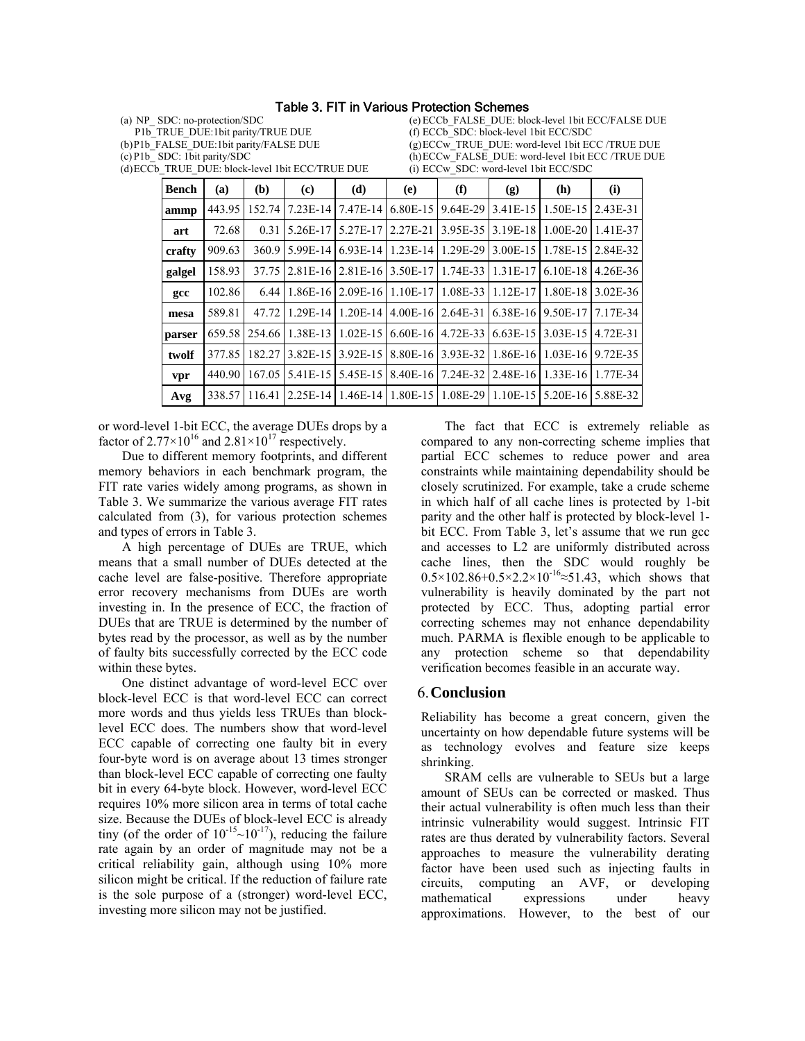## Table 3. FIT in Various Protection Schemes

(a) NP_ SDC: no-protection/SDC
P1b_TRUE_DUE:1bit parity/TRUE DUE
(b) P1b_FALSE_DUE:1bit parity/FALSE DUE
(c) P1b_ SDC: 1bit parity/SDC
(d) ECCb_TRUE_DUE: block-level 1bit ECC/TRUE DUE
(e) ECCb_FALSE_DUE: block-level 1bit ECC/FALSE DUE
(f) ECCb_SDC: block-level 1bit ECC/SDC
(g) ECCw_TRUE_DUE: word-level 1bit ECC /TRUE DUE
(h) ECCw_FALSE_DUE: word-level 1bit ECC /TRUE DUE
(i) ECCw_SDC: word-level 1bit ECC/SDC

| Bench | (a) | (b) | (c) | (d) | (e) | (f) | (g) | (h) | (i) |
|---|---|---|---|---|---|---|---|---|---|
| ammp | 443.95 | 152.74 | 7.23E-14 | 7.47E-14 | 6.80E-15 | 9.64E-29 | 3.41E-15 | 1.50E-15 | 2.43E-31 |
| art | 72.68 | 0.31 | 5.26E-17 | 5.27E-17 | 2.27E-21 | 3.95E-35 | 3.19E-18 | 1.00E-20 | 1.41E-37 |
| crafty | 909.63 | 360.9 | 5.99E-14 | 6.93E-14 | 1.23E-14 | 1.29E-29 | 3.00E-15 | 1.78E-15 | 2.84E-32 |
| galgel | 158.93 | 37.75 | 2.81E-16 | 2.81E-16 | 3.50E-17 | 1.74E-33 | 1.31E-17 | 6.10E-18 | 4.26E-36 |
| gcc | 102.86 | 6.44 | 1.86E-16 | 2.09E-16 | 1.10E-17 | 1.08E-33 | 1.12E-17 | 1.80E-18 | 3.02E-36 |
| mesa | 589.81 | 47.72 | 1.29E-14 | 1.20E-14 | 4.00E-16 | 2.64E-31 | 6.38E-16 | 9.50E-17 | 7.17E-34 |
| parser | 659.58 | 254.66 | 1.38E-13 | 1.02E-15 | 6.60E-16 | 4.72E-33 | 6.63E-15 | 3.03E-15 | 4.72E-31 |
| twolf | 377.85 | 182.27 | 3.82E-15 | 3.92E-15 | 8.80E-16 | 3.93E-32 | 1.86E-16 | 1.03E-16 | 9.72E-35 |
| vpr | 440.90 | 167.05 | 5.41E-15 | 5.45E-15 | 8.40E-16 | 7.24E-32 | 2.48E-16 | 1.33E-16 | 1.77E-34 |
| Avg | 338.57 | 116.41 | 2.25E-14 | 1.46E-14 | 1.80E-15 | 1.08E-29 | 1.10E-15 | 5.20E-16 | 5.88E-32 |

or word-level 1-bit ECC, the average DUEs drops by a factor of $2.77\times10^{16}$ and $2.81\times10^{17}$ respectively.

Due to different memory footprints, and different memory behaviors in each benchmark program, the FIT rate varies widely among programs, as shown in Table 3. We summarize the various average FIT rates calculated from (3), for various protection schemes and types of errors in Table 3.

A high percentage of DUEs are TRUE, which means that a small number of DUEs detected at the cache level are false-positive. Therefore appropriate error recovery mechanisms from DUEs are worth investing in. In the presence of ECC, the fraction of DUEs that are TRUE is determined by the number of bytes read by the processor, as well as by the number of faulty bits successfully corrected by the ECC code within these bytes.

One distinct advantage of word-level ECC over block-level ECC is that word-level ECC can correct more words and thus yields less TRUEs than block-level ECC does. The numbers show that word-level ECC capable of correcting one faulty bit in every four-byte word is on average about 13 times stronger than block-level ECC capable of correcting one faulty bit in every 64-byte block. However, word-level ECC requires 10% more silicon area in terms of total cache size. Because the DUEs of block-level ECC is already tiny (of the order of $10^{-15}$~$10^{-17}$), reducing the failure rate again by an order of magnitude may not be a critical reliability gain, although using 10% more silicon might be critical. If the reduction of failure rate is the sole purpose of a (stronger) word-level ECC, investing more silicon may not be justified.

The fact that ECC is extremely reliable as compared to any non-correcting scheme implies that partial ECC schemes to reduce power and area constraints while maintaining dependability should be closely scrutinized. For example, take a crude scheme in which half of all cache lines is protected by 1-bit parity and the other half is protected by block-level 1-bit ECC. From Table 3, let's assume that we run gcc and accesses to L2 are uniformly distributed across cache lines, then the SDC would roughly be $0.5\times102.86+0.5\times2.2\times10^{-16}\approx51.43$, which shows that vulnerability is heavily dominated by the part not protected by ECC. Thus, adopting partial error correcting schemes may not enhance dependability much. PARMA is flexible enough to be applicable to any protection scheme so that dependability verification becomes feasible in an accurate way.

## 6. Conclusion

Reliability has become a great concern, given the uncertainty on how dependable future systems will be as technology evolves and feature size keeps shrinking.

SRAM cells are vulnerable to SEUs but a large amount of SEUs can be corrected or masked. Thus their actual vulnerability is often much less than their intrinsic vulnerability would suggest. Intrinsic FIT rates are thus derated by vulnerability factors. Several approaches to measure the vulnerability derating factor have been used such as injecting faults in circuits, computing an AVF, or developing mathematical expressions under heavy approximations. However, to the best of our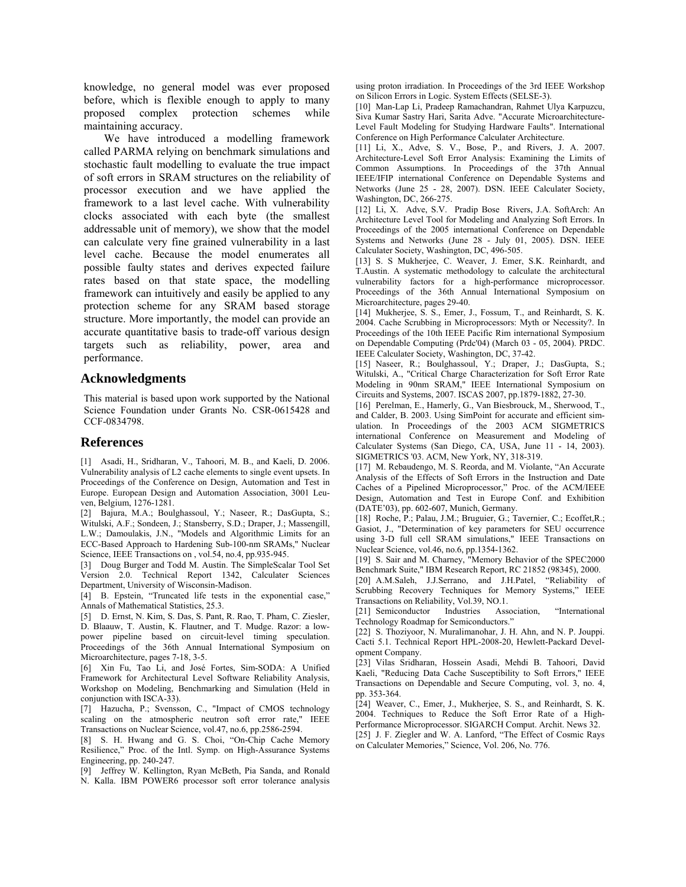knowledge, no general model was ever proposed before, which is flexible enough to apply to many proposed complex protection schemes while maintaining accuracy.

We have introduced a modelling framework called PARMA relying on benchmark simulations and stochastic fault modelling to evaluate the true impact of soft errors in SRAM structures on the reliability of processor execution and we have applied the framework to a last level cache. With vulnerability clocks associated with each byte (the smallest addressable unit of memory), we show that the model can calculate very fine grained vulnerability in a last level cache. Because the model enumerates all possible faulty states and derives expected failure rates based on that state space, the modelling framework can intuitively and easily be applied to any protection scheme for any SRAM based storage structure. More importantly, the model can provide an accurate quantitative basis to trade-off various design targets such as reliability, power, area and performance.

## Acknowledgments

This material is based upon work supported by the National Science Foundation under Grants No. CSR-0615428 and CCF-0834798.

## References

[1] Asadi, H., Sridharan, V., Tahoori, M. B., and Kaeli, D. 2006. Vulnerability analysis of L2 cache elements to single event upsets. In Proceedings of the Conference on Design, Automation and Test in Europe. European Design and Automation Association, 3001 Leuven, Belgium, 1276-1281.

[2] Bajura, M.A.; Boulghassoul, Y.; Naseer, R.; DasGupta, S.; Witulski, A.F.; Sondeen, J.; Stansberry, S.D.; Draper, J.; Massengill, L.W.; Damoulakis, J.N., "Models and Algorithmic Limits for an ECC-Based Approach to Hardening Sub-100-nm SRAMs," Nuclear Science, IEEE Transactions on , vol.54, no.4, pp.935-945.

[3] Doug Burger and Todd M. Austin. The SimpleScalar Tool Set Version 2.0. Technical Report 1342, Calculater Sciences Department, University of Wisconsin-Madison.

[4] B. Epstein, "Truncated life tests in the exponential case," Annals of Mathematical Statistics, 25.3.

[5] D. Ernst, N. Kim, S. Das, S. Pant, R. Rao, T. Pham, C. Ziesler, D. Blaauw, T. Austin, K. Flautner, and T. Mudge. Razor: a low-power pipeline based on circuit-level timing speculation. Proceedings of the 36th Annual International Symposium on Microarchitecture, pages 7-18, 3-5.

[6] Xin Fu, Tao Li, and José Fortes, Sim-SODA: A Unified Framework for Architectural Level Software Reliability Analysis, Workshop on Modeling, Benchmarking and Simulation (Held in conjunction with ISCA-33).

[7] Hazucha, P.; Svensson, C., "Impact of CMOS technology scaling on the atmospheric neutron soft error rate," IEEE Transactions on Nuclear Science, vol.47, no.6, pp.2586-2594.

[8] S. H. Hwang and G. S. Choi, "On-Chip Cache Memory Resilience," Proc. of the Intl. Symp. on High-Assurance Systems Engineering, pp. 240-247.

[9] Jeffrey W. Kellington, Ryan McBeth, Pia Sanda, and Ronald N. Kalla. IBM POWER6 processor soft error tolerance analysis using proton irradiation. In Proceedings of the 3rd IEEE Workshop on Silicon Errors in Logic. System Effects (SELSE-3).

[10] Man-Lap Li, Pradeep Ramachandran, Rahmet Ulya Karpuzcu, Siva Kumar Sastry Hari, Sarita Adve. "Accurate Microarchitecture-Level Fault Modeling for Studying Hardware Faults". International Conference on High Performance Calculater Architecture.

[11] Li, X., Adve, S. V., Bose, P., and Rivers, J. A. 2007. Architecture-Level Soft Error Analysis: Examining the Limits of Common Assumptions. In Proceedings of the 37th Annual IEEE/IFIP international Conference on Dependable Systems and Networks (June 25 - 28, 2007). DSN. IEEE Calculater Society, Washington, DC, 266-275.

[12] Li, X. Adve, S.V. Pradip Bose Rivers, J.A. SoftArch: An Architecture Level Tool for Modeling and Analyzing Soft Errors. In Proceedings of the 2005 international Conference on Dependable Systems and Networks (June 28 - July 01, 2005). DSN. IEEE Calculater Society, Washington, DC, 496-505.

[13] S. S Mukherjee, C. Weaver, J. Emer, S.K. Reinhardt, and T.Austin. A systematic methodology to calculate the architectural vulnerability factors for a high-performance microprocessor. Proceedings of the 36th Annual International Symposium on Microarchitecture, pages 29-40.

[14] Mukherjee, S. S., Emer, J., Fossum, T., and Reinhardt, S. K. 2004. Cache Scrubbing in Microprocessors: Myth or Necessity?. In Proceedings of the 10th IEEE Pacific Rim international Symposium on Dependable Computing (Prdc'04) (March 03 - 05, 2004). PRDC. IEEE Calculater Society, Washington, DC, 37-42.

[15] Naseer, R.; Boulghassoul, Y.; Draper, J.; DasGupta, S.; Witulski, A., "Critical Charge Characterization for Soft Error Rate Modeling in 90nm SRAM," IEEE International Symposium on Circuits and Systems, 2007. ISCAS 2007, pp.1879-1882, 27-30.

[16] Perelman, E., Hamerly, G., Van Biesbrouck, M., Sherwood, T., and Calder, B. 2003. Using SimPoint for accurate and efficient simulation. In Proceedings of the 2003 ACM SIGMETRICS international Conference on Measurement and Modeling of Calculater Systems (San Diego, CA, USA, June 11 - 14, 2003). SIGMETRICS '03. ACM, New York, NY, 318-319.

[17] M. Rebaudengo, M. S. Reorda, and M. Violante, "An Accurate Analysis of the Effects of Soft Errors in the Instruction and Date Caches of a Pipelined Microprocessor," Proc. of the ACM/IEEE Design, Automation and Test in Europe Conf. and Exhibition (DATE'03), pp. 602-607, Munich, Germany.

[18] Roche, P.; Palau, J.M.; Bruguier, G.; Tavernier, C.; Ecoffet,R.; Gasiot, J., "Determination of key parameters for SEU occurrence using 3-D full cell SRAM simulations," IEEE Transactions on Nuclear Science, vol.46, no.6, pp.1354-1362.

[19] S. Sair and M. Charney, "Memory Behavior of the SPEC2000 Benchmark Suite," IBM Research Report, RC 21852 (98345), 2000.

[20] A.M.Saleh, J.J.Serrano, and J.H.Patel, "Reliability of Scrubbing Recovery Techniques for Memory Systems," IEEE Transactions on Reliability, Vol.39, NO.1.

[21] Semiconductor Industries Association, "International Technology Roadmap for Semiconductors."

[22] S. Thoziyoor, N. Muralimanohar, J. H. Ahn, and N. P. Jouppi. Cacti 5.1. Technical Report HPL-2008-20, Hewlett-Packard Development Company.

[23] Vilas Sridharan, Hossein Asadi, Mehdi B. Tahoori, David Kaeli, "Reducing Data Cache Susceptibility to Soft Errors," IEEE Transactions on Dependable and Secure Computing, vol. 3, no. 4, pp. 353-364.

[24] Weaver, C., Emer, J., Mukherjee, S. S., and Reinhardt, S. K. 2004. Techniques to Reduce the Soft Error Rate of a High-Performance Microprocessor. SIGARCH Comput. Archit. News 32.

[25] J. F. Ziegler and W. A. Lanford, "The Effect of Cosmic Rays on Calculater Memories," Science, Vol. 206, No. 776.